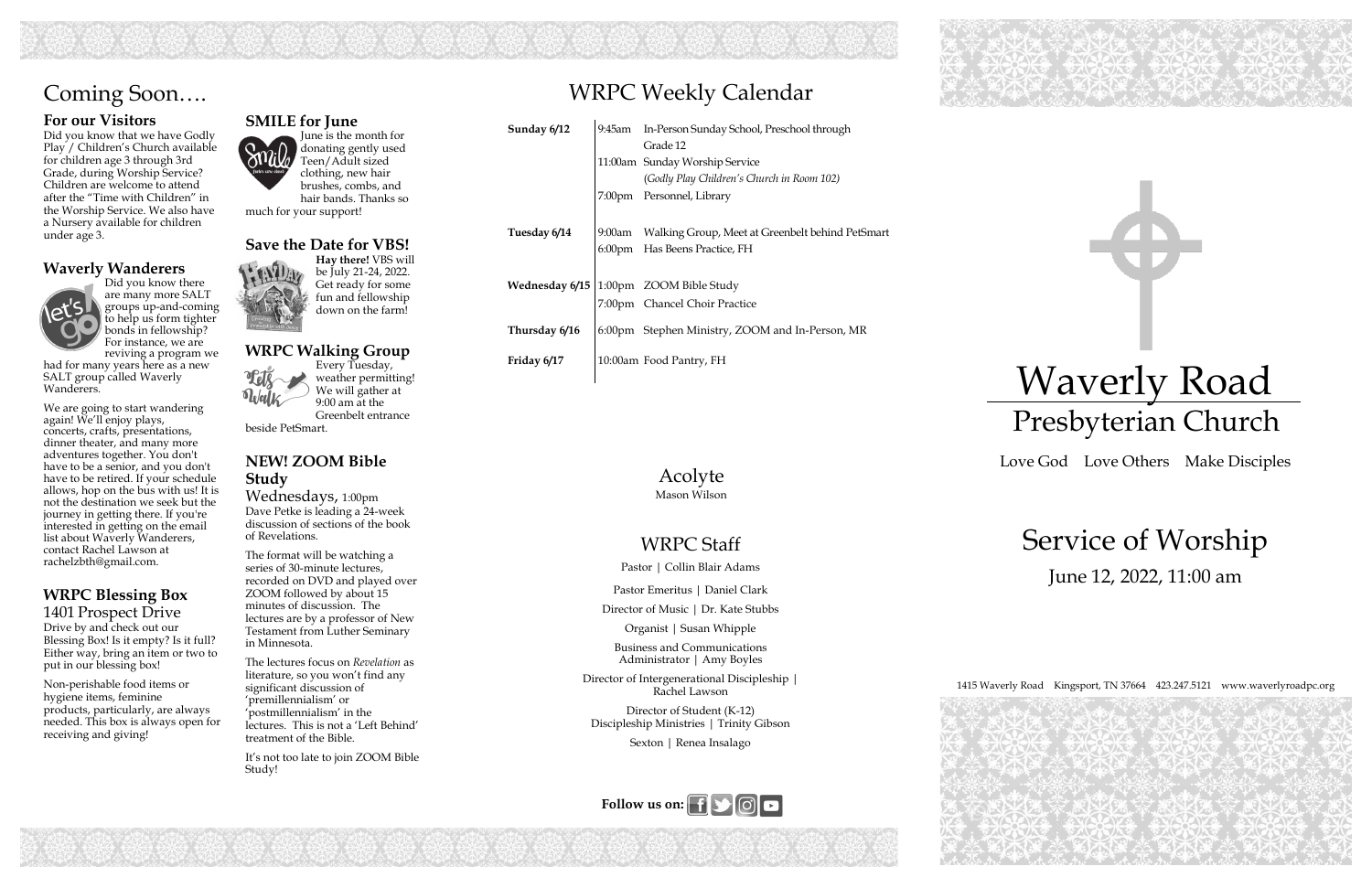# Coming Soon….

### For our Visitors

Did you know that we have Godly Play / Children's Church available for children age 3 through 3rd Grade, during Worship Service? Children are welcome to attend after the "Time with Children" in the Worship Service. We also have a Nursery available for children under age 3.

### Waverly Wanderers

Did you know there are many more SALT groups up-and-coming to help us form tighter bonds in fellowship? For instance, we are reviving a program we had for many years here as a new SALT group called Waverly Wanderers.

We are going to start wandering again! We'll enjoy plays, concerts, crafts, presentations, dinner theater, and many more adventures together. You don't have to be a senior, and you don't have to be retired. If your schedule allows, hop on the bus with us! It is not the destination we seek but the journey in getting there. If you're interested in getting on the email list about Waverly Wanderers, contact Rachel Lawson at rachelzbth@gmail.com.

### WRPC Blessing Box

1401 Prospect Drive

Drive by and check out our Blessing Box! Is it empty? Is it full? Either way, bring an item or two to put in our blessing box!

Non-perishable food items or hygiene items, feminine products, particularly, are always needed. This box is always open for receiving and giving!

### SMILE for June

June is the month for donating gently used Teen/Adult sized clothing, new hair brushes, combs, and hair bands. Thanks so much for your support!

### Save the Date for VBS!

**Hay there!** VBS will be July 21-24, 2022. Get ready for some fun and fellowship down on the farm!

### WRPC Walking Group

Every Tuesday, weather permitting! We will gather at 9:00 am at the Greenbelt entrance beside PetSmart.

### NEW! ZOOM Bible Study

Wednesdays, 1:00pm

Dave Petke is leading a 24-week discussion of sections of the book of Revelations.

The format will be watching a series of 30-minute lectures, recorded on DVD and played over ZOOM followed by about 15 minutes of discussion. The lectures are by a professor of New Testament from Luther Seminary in Minnesota.

The lectures focus on *Revelation* as literature, so you won't find any significant discussion of 'premillennialism' or 'postmillennialism' in the lectures. This is not a 'Left Behind' treatment of the Bible.

It's not too late to join ZOOM Bible Study!

# WRPC Weekly Calendar

| | | |
|---|---|---|
| **Sunday 6/12** | 9:45am | In-Person Sunday School, Preschool through Grade 12 |
| | 11:00am | Sunday Worship Service (*Godly Play Children's Church in Room 102)* |
| | 7:00pm | Personnel, Library |
| **Tuesday 6/14** | 9:00am | Walking Group, Meet at Greenbelt behind PetSmart |
| | 6:00pm | Has Beens Practice, FH |
| **Wednesday 6/15** | 1:00pm | ZOOM Bible Study |
| | 7:00pm | Chancel Choir Practice |
| **Thursday 6/16** | 6:00pm | Stephen Ministry, ZOOM and In-Person, MR |
| **Friday 6/17** | 10:00am | Food Pantry, FH |

## Acolyte

Mason Wilson

## WRPC Staff

Pastor | Collin Blair Adams

Pastor Emeritus | Daniel Clark

Director of Music | Dr. Kate Stubbs

Organist | Susan Whipple

Business and Communications Administrator | Amy Boyles

Director of Intergenerational Discipleship | Rachel Lawson

Director of Student (K-12) Discipleship Ministries | Trinity Gibson

Sexton | Renea Insalago

**Follow us on:**

# Waverly Road

## Presbyterian Church

Love God Love Others Make Disciples

# Service of Worship

June 12, 2022, 11:00 am

1415 Waverly Road Kingsport, TN 37664 423.247.5121 www.waverlyroadpc.org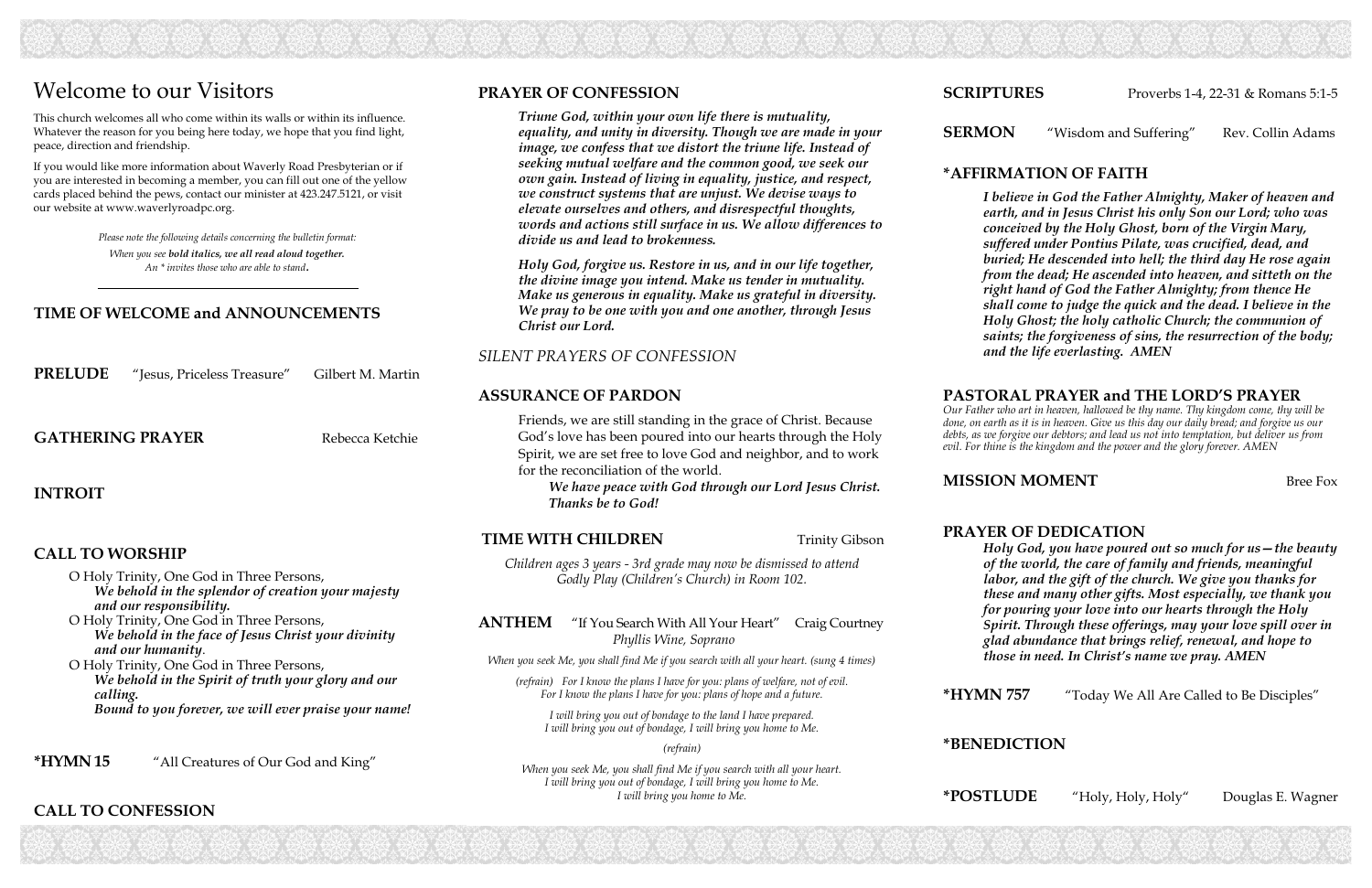# Welcome to our Visitors

This church welcomes all who come within its walls or within its influence. Whatever the reason for you being here today, we hope that you find light, peace, direction and friendship.

If you would like more information about Waverly Road Presbyterian or if you are interested in becoming a member, you can fill out one of the yellow cards placed behind the pews, contact our minister at 423.247.5121, or visit our website at www.waverlyroadpc.org.

*Please note the following details concerning the bulletin format:*
*When you see **bold italics, we all read aloud together.***
*An * invites those who are able to stand.*

---

## TIME OF WELCOME and ANNOUNCEMENTS

**PRELUDE** "Jesus, Priceless Treasure" Gilbert M. Martin

**GATHERING PRAYER** Rebecca Ketchie

## INTROIT

## CALL TO WORSHIP

O Holy Trinity, One God in Three Persons,
***We behold in the splendor of creation your majesty and our responsibility.***
O Holy Trinity, One God in Three Persons,
***We behold in the face of Jesus Christ your divinity and our humanity.***
O Holy Trinity, One God in Three Persons,
***We behold in the Spirit of truth your glory and our calling.***
***Bound to you forever, we will ever praise your name!***

**\*HYMN 15** "All Creatures of Our God and King"

## CALL TO CONFESSION

## PRAYER OF CONFESSION

***Triune God, within your own life there is mutuality, equality, and unity in diversity. Though we are made in your image, we confess that we distort the triune life. Instead of seeking mutual welfare and the common good, we seek our own gain. Instead of living in equality, justice, and respect, we construct systems that are unjust. We devise ways to elevate ourselves and others, and disrespectful thoughts, words and actions still surface in us. We allow differences to divide us and lead to brokenness.***

***Holy God, forgive us. Restore in us, and in our life together, the divine image you intend. Make us tender in mutuality. Make us generous in equality. Make us grateful in diversity. We pray to be one with you and one another, through Jesus Christ our Lord.***

*SILENT PRAYERS OF CONFESSION*

## ASSURANCE OF PARDON

Friends, we are still standing in the grace of Christ. Because God's love has been poured into our hearts through the Holy Spirit, we are set free to love God and neighbor, and to work for the reconciliation of the world.
***We have peace with God through our Lord Jesus Christ. Thanks be to God!***

**TIME WITH CHILDREN** Trinity Gibson

*Children ages 3 years - 3rd grade may now be dismissed to attend Godly Play (Children's Church) in Room 102.*

**ANTHEM** "If You Search With All Your Heart" Craig Courtney
*Phyllis Wine, Soprano*

*When you seek Me, you shall find Me if you search with all your heart. (sung 4 times)*

*(refrain) For I know the plans I have for you: plans of welfare, not of evil.*
*For I know the plans I have for you: plans of hope and a future.*

*I will bring you out of bondage to the land I have prepared.*
*I will bring you out of bondage, I will bring you home to Me.*

*(refrain)*

*When you seek Me, you shall find Me if you search with all your heart.*
*I will bring you out of bondage, I will bring you home to Me.*
*I will bring you home to Me.*

**SCRIPTURES** Proverbs 1-4, 22-31 & Romans 5:1-5

**SERMON** "Wisdom and Suffering" Rev. Collin Adams

## *AFFIRMATION OF FAITH

***I believe in God the Father Almighty, Maker of heaven and earth, and in Jesus Christ his only Son our Lord; who was conceived by the Holy Ghost, born of the Virgin Mary, suffered under Pontius Pilate, was crucified, dead, and buried; He descended into hell; the third day He rose again from the dead; He ascended into heaven, and sitteth on the right hand of God the Father Almighty; from thence He shall come to judge the quick and the dead. I believe in the Holy Ghost; the holy catholic Church; the communion of saints; the forgiveness of sins, the resurrection of the body; and the life everlasting. AMEN***

## PASTORAL PRAYER and THE LORD'S PRAYER

*Our Father who art in heaven, hallowed be thy name. Thy kingdom come, thy will be done, on earth as it is in heaven. Give us this day our daily bread; and forgive us our debts, as we forgive our debtors; and lead us not into temptation, but deliver us from evil. For thine is the kingdom and the power and the glory forever. AMEN*

**MISSION MOMENT** Bree Fox

## PRAYER OF DEDICATION

***Holy God, you have poured out so much for us—the beauty of the world, the care of family and friends, meaningful labor, and the gift of the church. We give you thanks for these and many other gifts. Most especially, we thank you for pouring your love into our hearts through the Holy Spirit. Through these offerings, may your love spill over in glad abundance that brings relief, renewal, and hope to those in need. In Christ's name we pray. AMEN***

**\*HYMN 757** "Today We All Are Called to Be Disciples"

## *BENEDICTION

**\*POSTLUDE** "Holy, Holy, Holy" Douglas E. Wagner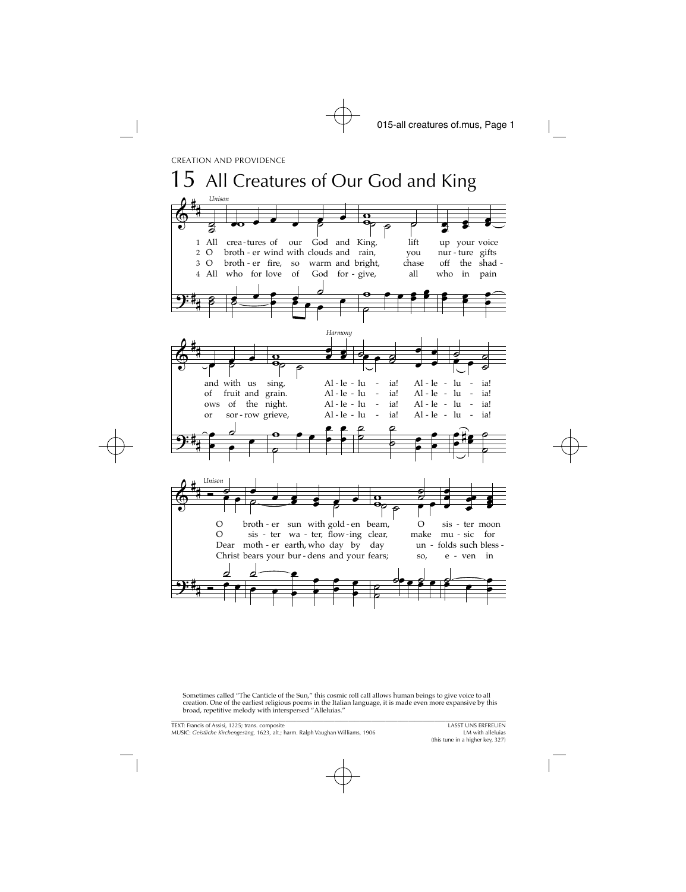CREATION AND PROVIDENCE

# 15 All Creatures of Our God and King

*Unison*

1 All crea - tures of our God and King, lift up your voice and with us sing,
2 O broth - er wind with clouds and rain, you nur - ture gifts of fruit and grain.
3 O broth - er fire, so warm and bright, chase off the shad - ows of the night.
4 All who for love of God for - give, all who in pain or sor - row grieve,

*Harmony*

Al - le - lu - ia! Al - le - lu - ia!

*Unison*

O broth - er sun with gold - en beam, O sis - ter moon
O sis - ter wa - ter, flow - ing clear, make mu - sic for
Dear moth - er earth, who day by day un - folds such bless -
Christ bears your bur - dens and your fears; so, e - ven in

Sometimes called "The Canticle of the Sun," this cosmic roll call allows human beings to give voice to all creation. One of the earliest religious poems in the Italian language, it is made even more expansive by this broad, repetitive melody with interspersed "Alleluias."

TEXT: Francis of Assisi, 1225; trans. composite
MUSIC: *Geistliche Kirchengesäng*, 1623, alt.; harm. Ralph Vaughan Williams, 1906

LASST UNS ERFREUEN
LM with alleluias
(this tune in a higher key, 327)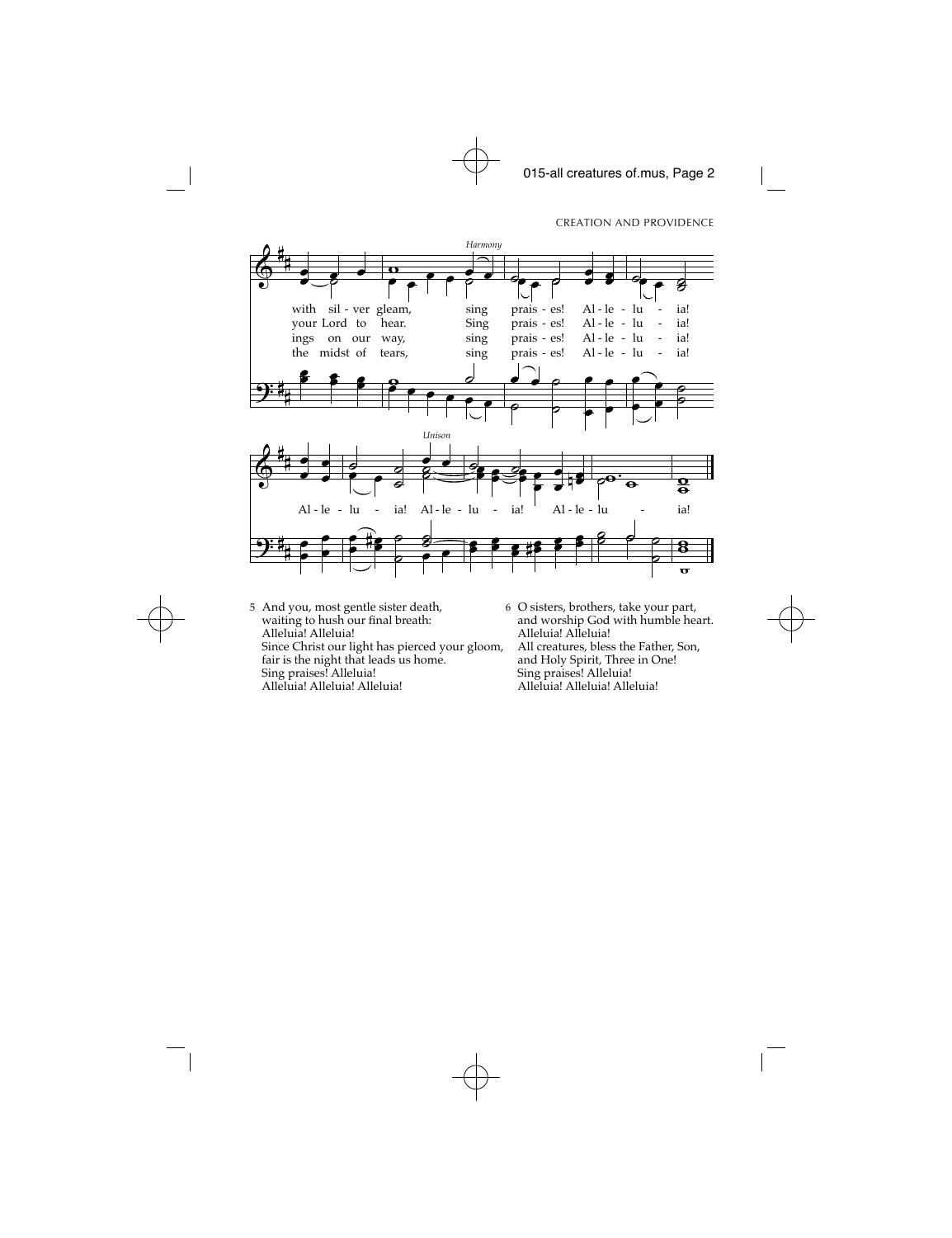with sil - ver gleam, sing prais - es! Al - le - lu - ia!
your Lord to hear. Sing prais - es! Al - le - lu - ia!
ings on our way, sing prais - es! Al - le - lu - ia!
the midst of tears, sing prais - es! Al - le - lu - ia!

*Harmony*

Al - le - lu - ia! Al - le - lu - ia! Al - le - lu - ia!

*Unison*

5 And you, most gentle sister death,
waiting to hush our final breath:
Alleluia! Alleluia!
Since Christ our light has pierced your gloom,
fair is the night that leads us home.
Sing praises! Alleluia!
Alleluia! Alleluia! Alleluia!

6 O sisters, brothers, take your part,
and worship God with humble heart.
Alleluia! Alleluia!
All creatures, bless the Father, Son,
and Holy Spirit, Three in One!
Sing praises! Alleluia!
Alleluia! Alleluia! Alleluia!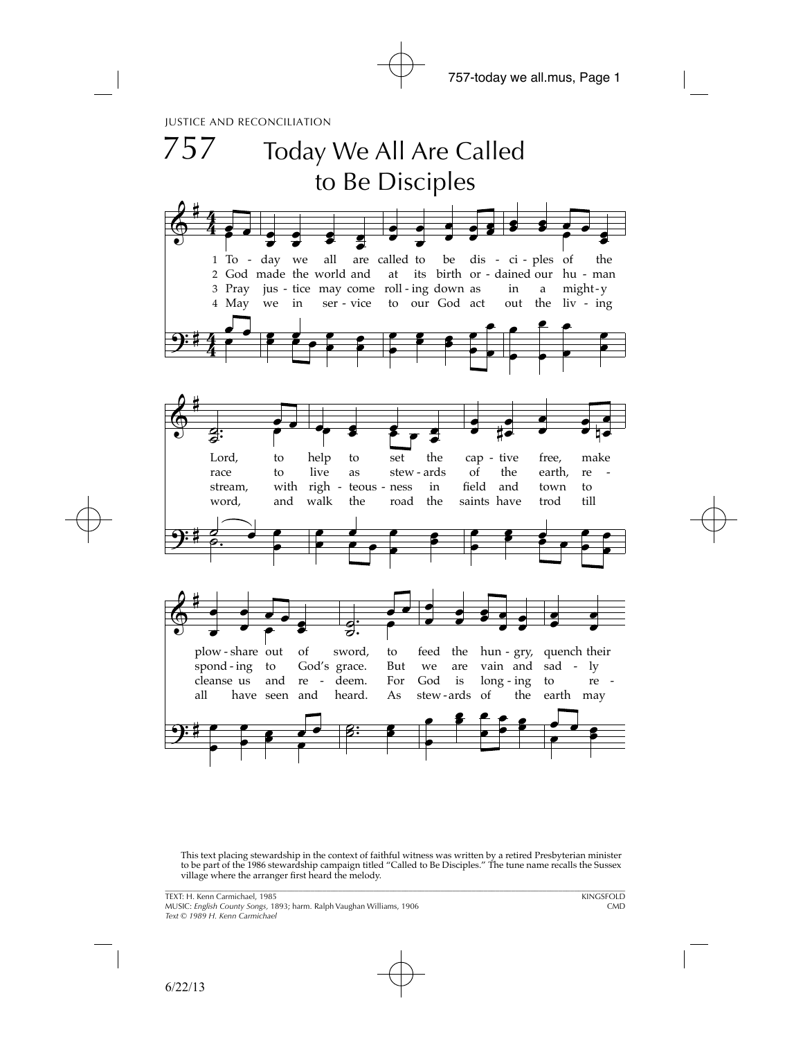JUSTICE AND RECONCILIATION

# 757 Today We All Are Called to Be Disciples

1 To - day we all are called to be dis - ci - ples of the Lord, to help to set the cap - tive free, make plow - share out of sword, to feed the hun - gry, quench their

2 God made the world and at its birth or - dained our hu - man race to live as stew - ards of the earth, re - spond - ing to God's grace. But we are vain and sad - ly

3 Pray jus - tice may come roll - ing down as in a might - y stream, with righ - teous - ness in field and town to cleanse us and re - deem. For God is long - ing to re -

4 May we in ser - vice to our God act out the liv - ing word, and walk the road the saints have trod till all have seen and heard. As stew - ards of the earth may

This text placing stewardship in the context of faithful witness was written by a retired Presbyterian minister to be part of the 1986 stewardship campaign titled "Called to Be Disciples." The tune name recalls the Sussex village where the arranger first heard the melody.

TEXT: H. Kenn Carmichael, 1985
MUSIC: *English County Songs*, 1893; harm. Ralph Vaughan Williams, 1906
*Text © 1989 H. Kenn Carmichael*

KINGSFOLD
CMD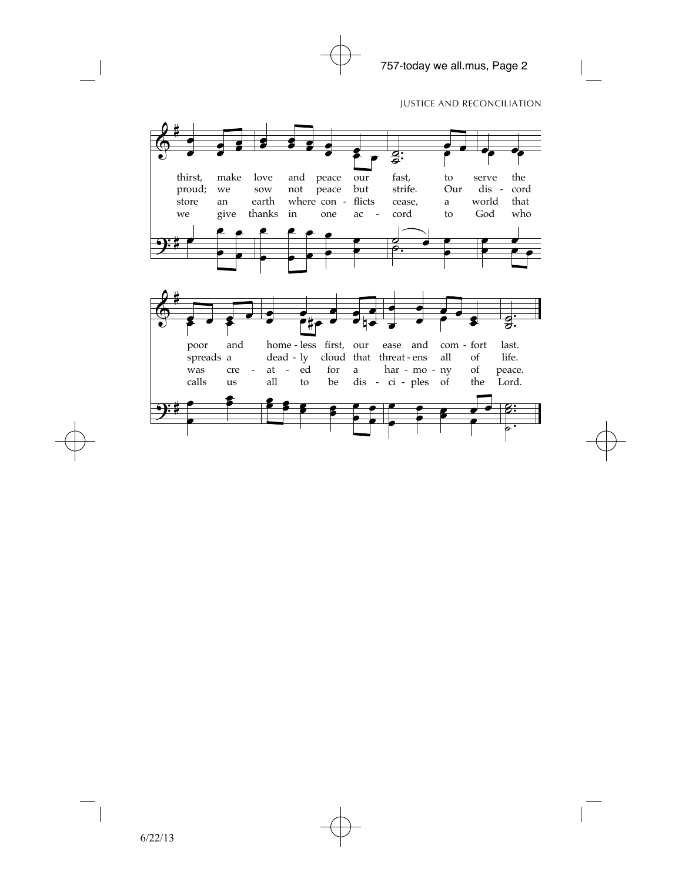thirst, make love and peace our fast, to serve the
proud; we sow not peace but strife. Our dis - cord
store an earth where con - flicts cease, a world that
we give thanks in one ac - cord to God who

poor and home - less first, our ease and com - fort last.
spreads a dead - ly cloud that threat - ens all of life.
was cre - at - ed for a har - mo - ny of peace.
calls us all to be dis - ci - ples of the Lord.